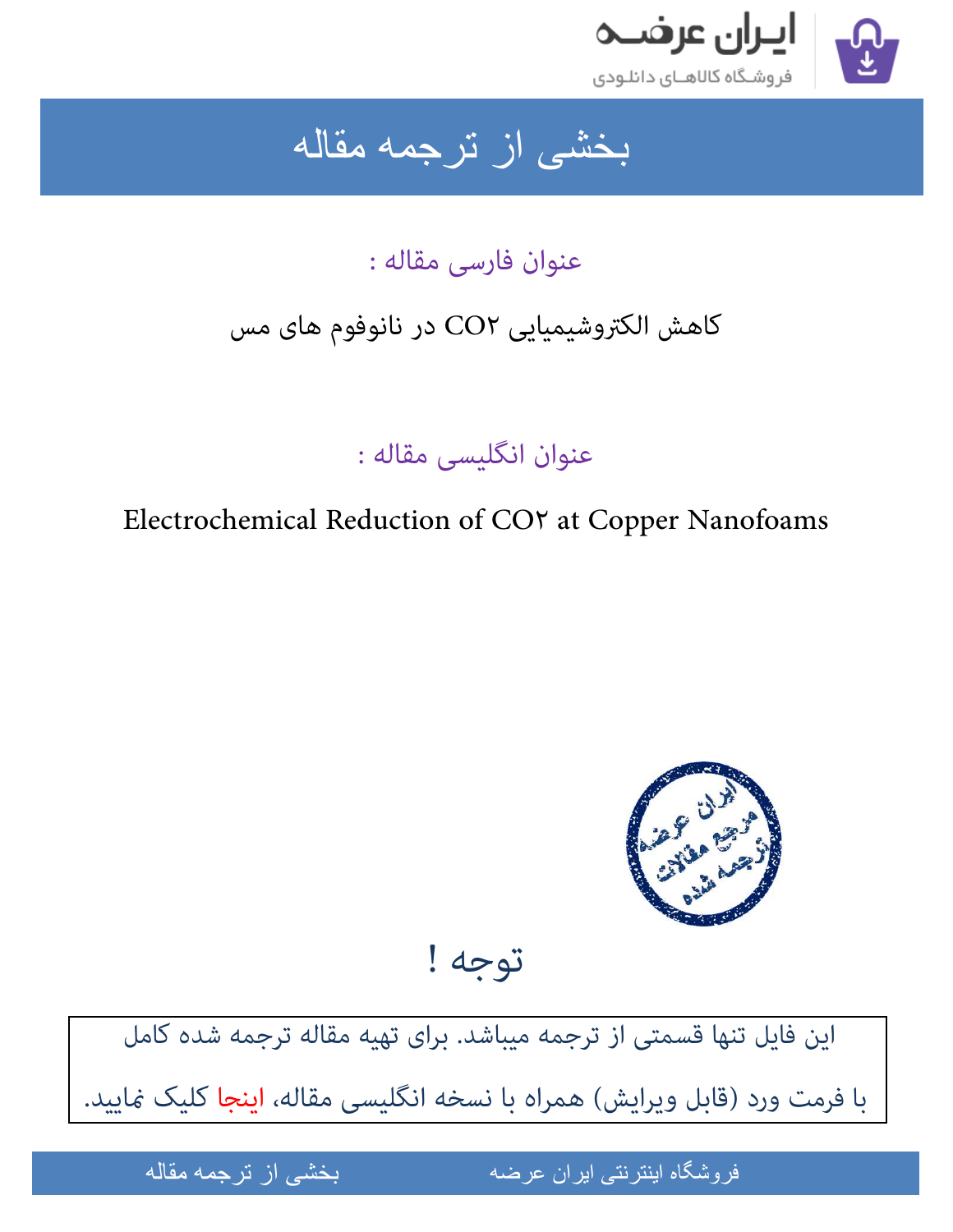# بخشی از ترجمه مقاله

عنوان فارسی مقاله :

کاهش الکتروشیمیایی $CO_2$ در نانوفوم های مس

عنوان انگلیسی مقاله :

Electrochemical Reduction of $CO_2$ at Copper Nanofoams

توجه !

این فایل تنها قسمتی از ترجمه میباشد. برای تهیه مقاله ترجمه شده کامل با فرمت ورد (قابل ویرایش) همراه با نسخه انگلیسی مقاله، اینجا کلیک نمایید.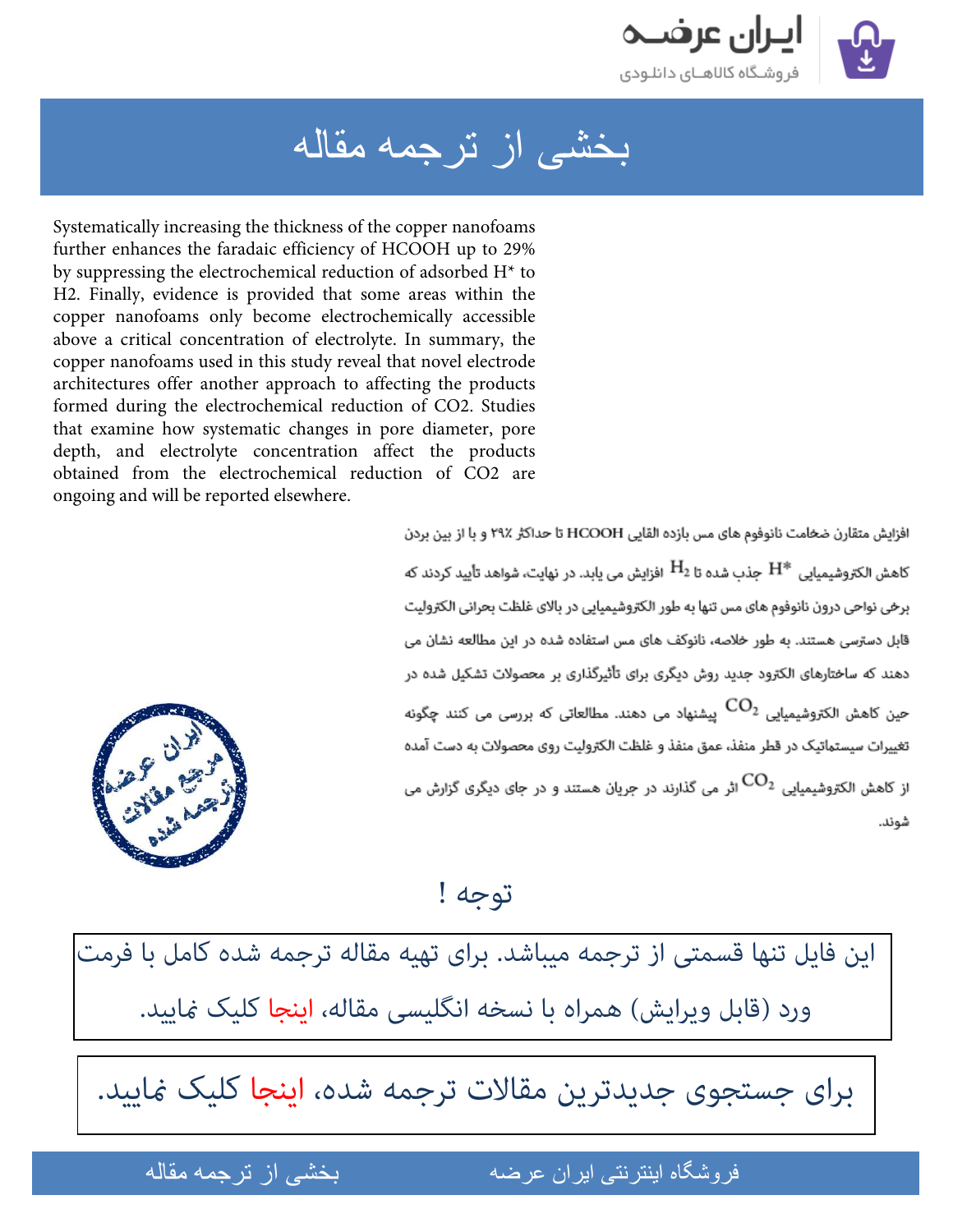# بخشی از ترجمه مقاله

Systematically increasing the thickness of the copper nanofoams further enhances the faradaic efficiency of HCOOH up to 29% by suppressing the electrochemical reduction of adsorbed H* to H2. Finally, evidence is provided that some areas within the copper nanofoams only become electrochemically accessible above a critical concentration of electrolyte. In summary, the copper nanofoams used in this study reveal that novel electrode architectures offer another approach to affecting the products formed during the electrochemical reduction of CO2. Studies that examine how systematic changes in pore diameter, pore depth, and electrolyte concentration affect the products obtained from the electrochemical reduction of CO2 are ongoing and will be reported elsewhere.

افزایش متقارن ضخامت نانوفوم های مس بازده القایی HCOOH تا حداکثر ۲۹٪ و با از بین بردن کاهش الکتروشیمیایی $H^*$ جذب شده تا $H_2$ افزایش می یابد. در نهایت، شواهد تأیید کردند که برخی نواحی درون نانوفوم های مس تنها به طور الکتروشیمیایی در بالای غلظت بحرانی الکترولیت قابل دسترسی هستند. به طور خلاصه، نانوکف های مس استفاده شده در این مطالعه نشان می دهند که ساختارهای الکترود جدید روش دیگری برای تأثیرگذاری بر محصولات تشکیل شده در حین کاهش الکتروشیمیایی $CO_2$ پیشنهاد می دهند. مطالعاتی که بررسی می کنند چگونه تغییرات سیستماتیک در قطر منفذ، عمق منفذ و غلظت الکترولیت روی محصولات به دست آمده از کاهش الکتروشیمیایی $CO_2$ اثر می گذارند در جریان هستند و در جای دیگری گزارش می شوند.

## توجه !

این فایل تنها قسمتی از ترجمه میباشد. برای تهیه مقاله ترجمه شده کامل با فرمت ورد (قابل ویرایش) همراه با نسخه انگلیسی مقاله، اینجا کلیک نمایید.

برای جستجوی جدیدترین مقالات ترجمه شده، اینجا کلیک نمایید.